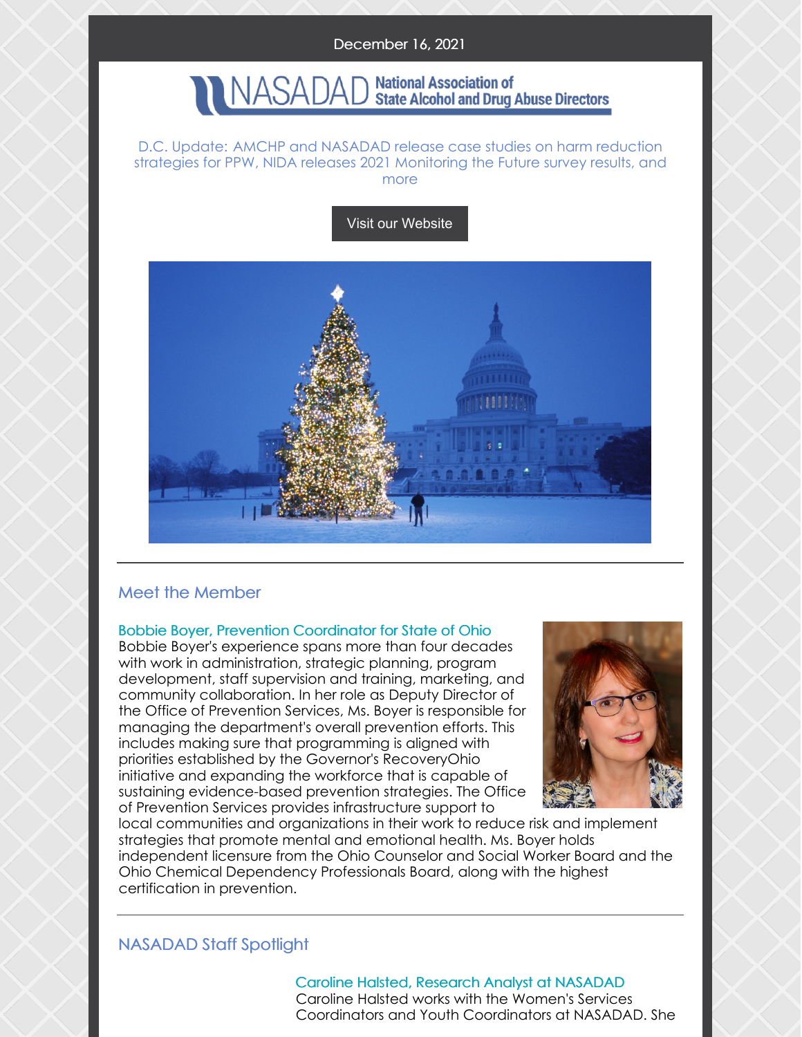December 16, 2021

NASADAD National Association of State Alcohol and Drug Abuse Directors

D.C. Update: AMCHP and NASADAD release case studies on harm reduction strategies for PPW, NIDA releases 2021 Monitoring the Future survey results, and more

Visit our Website

---

## Meet the Member

### Bobbie Boyer, Prevention Coordinator for State of Ohio

Bobbie Boyer's experience spans more than four decades with work in administration, strategic planning, program development, staff supervision and training, marketing, and community collaboration. In her role as Deputy Director of the Office of Prevention Services, Ms. Boyer is responsible for managing the department's overall prevention efforts. This includes making sure that programming is aligned with priorities established by the Governor's RecoveryOhio initiative and expanding the workforce that is capable of sustaining evidence-based prevention strategies. The Office of Prevention Services provides infrastructure support to local communities and organizations in their work to reduce risk and implement strategies that promote mental and emotional health. Ms. Boyer holds independent licensure from the Ohio Counselor and Social Worker Board and the Ohio Chemical Dependency Professionals Board, along with the highest certification in prevention.

---

## NASADAD Staff Spotlight

### Caroline Halsted, Research Analyst at NASADAD

Caroline Halsted works with the Women's Services Coordinators and Youth Coordinators at NASADAD. She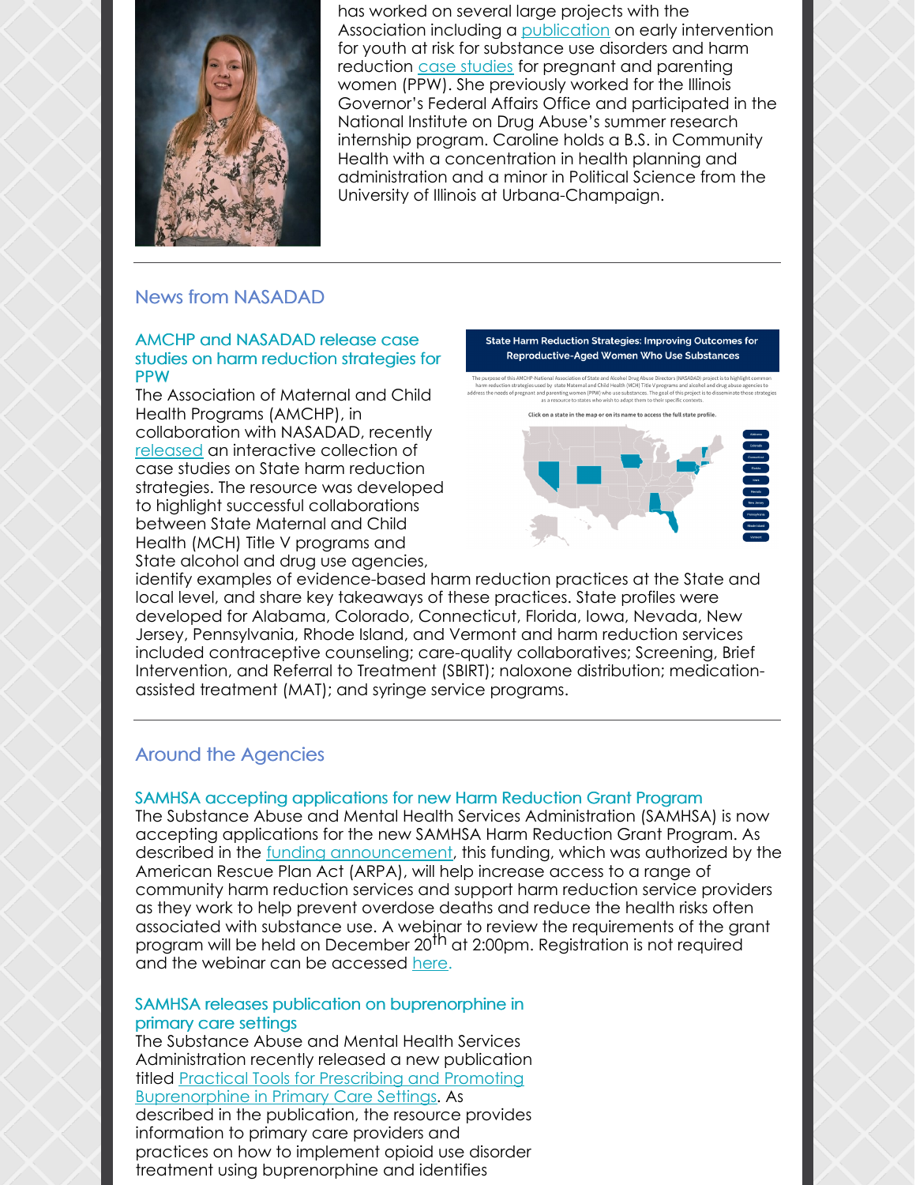has worked on several large projects with the Association including a publication on early intervention for youth at risk for substance use disorders and harm reduction case studies for pregnant and parenting women (PPW). She previously worked for the Illinois Governor's Federal Affairs Office and participated in the National Institute on Drug Abuse's summer research internship program. Caroline holds a B.S. in Community Health with a concentration in health planning and administration and a minor in Political Science from the University of Illinois at Urbana-Champaign.

---

## News from NASADAD

### AMCHP and NASADAD release case studies on harm reduction strategies for PPW

The Association of Maternal and Child Health Programs (AMCHP), in collaboration with NASADAD, recently released an interactive collection of case studies on State harm reduction strategies. The resource was developed to highlight successful collaborations between State Maternal and Child Health (MCH) Title V programs and State alcohol and drug use agencies, identify examples of evidence-based harm reduction practices at the State and local level, and share key takeaways of these practices. State profiles were developed for Alabama, Colorado, Connecticut, Florida, Iowa, Nevada, New Jersey, Pennsylvania, Rhode Island, and Vermont and harm reduction services included contraceptive counseling; care-quality collaboratives; Screening, Brief Intervention, and Referral to Treatment (SBIRT); naloxone distribution; medication-assisted treatment (MAT); and syringe service programs.

---

## Around the Agencies

### SAMHSA accepting applications for new Harm Reduction Grant Program

The Substance Abuse and Mental Health Services Administration (SAMHSA) is now accepting applications for the new SAMHSA Harm Reduction Grant Program. As described in the funding announcement, this funding, which was authorized by the American Rescue Plan Act (ARPA), will help increase access to a range of community harm reduction services and support harm reduction service providers as they work to help prevent overdose deaths and reduce the health risks often associated with substance use. A webinar to review the requirements of the grant program will be held on December 20th at 2:00pm. Registration is not required and the webinar can be accessed here.

### SAMHSA releases publication on buprenorphine in primary care settings

The Substance Abuse and Mental Health Services Administration recently released a new publication titled Practical Tools for Prescribing and Promoting Buprenorphine in Primary Care Settings. As described in the publication, the resource provides information to primary care providers and practices on how to implement opioid use disorder treatment using buprenorphine and identifies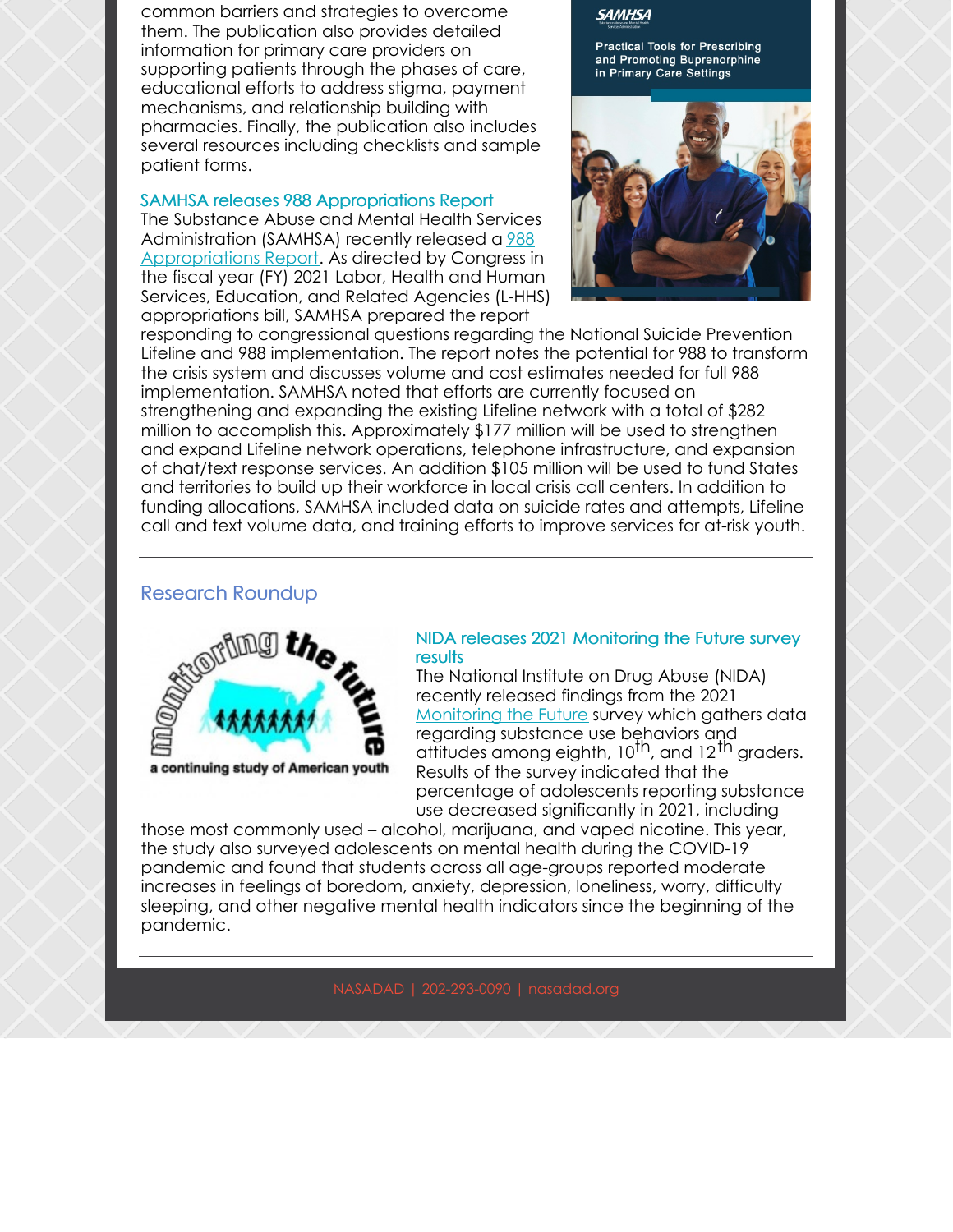common barriers and strategies to overcome them. The publication also provides detailed information for primary care providers on supporting patients through the phases of care, educational efforts to address stigma, payment mechanisms, and relationship building with pharmacies. Finally, the publication also includes several resources including checklists and sample patient forms.

### SAMHSA releases 988 Appropriations Report

The Substance Abuse and Mental Health Services Administration (SAMHSA) recently released a 988 Appropriations Report. As directed by Congress in the fiscal year (FY) 2021 Labor, Health and Human Services, Education, and Related Agencies (L-HHS) appropriations bill, SAMHSA prepared the report responding to congressional questions regarding the National Suicide Prevention Lifeline and 988 implementation. The report notes the potential for 988 to transform the crisis system and discusses volume and cost estimates needed for full 988 implementation. SAMHSA noted that efforts are currently focused on strengthening and expanding the existing Lifeline network with a total of $282 million to accomplish this. Approximately $177 million will be used to strengthen and expand Lifeline network operations, telephone infrastructure, and expansion of chat/text response services. An addition $105 million will be used to fund States and territories to build up their workforce in local crisis call centers. In addition to funding allocations, SAMHSA included data on suicide rates and attempts, Lifeline call and text volume data, and training efforts to improve services for at-risk youth.

---

## Research Roundup

### NIDA releases 2021 Monitoring the Future survey results

The National Institute on Drug Abuse (NIDA) recently released findings from the 2021 Monitoring the Future survey which gathers data regarding substance use behaviors and attitudes among eighth, 10th, and 12th graders. Results of the survey indicated that the percentage of adolescents reporting substance use decreased significantly in 2021, including those most commonly used – alcohol, marijuana, and vaped nicotine. This year, the study also surveyed adolescents on mental health during the COVID-19 pandemic and found that students across all age-groups reported moderate increases in feelings of boredom, anxiety, depression, loneliness, worry, difficulty sleeping, and other negative mental health indicators since the beginning of the pandemic.

---

NASADAD | 202-293-0090 | nasadad.org